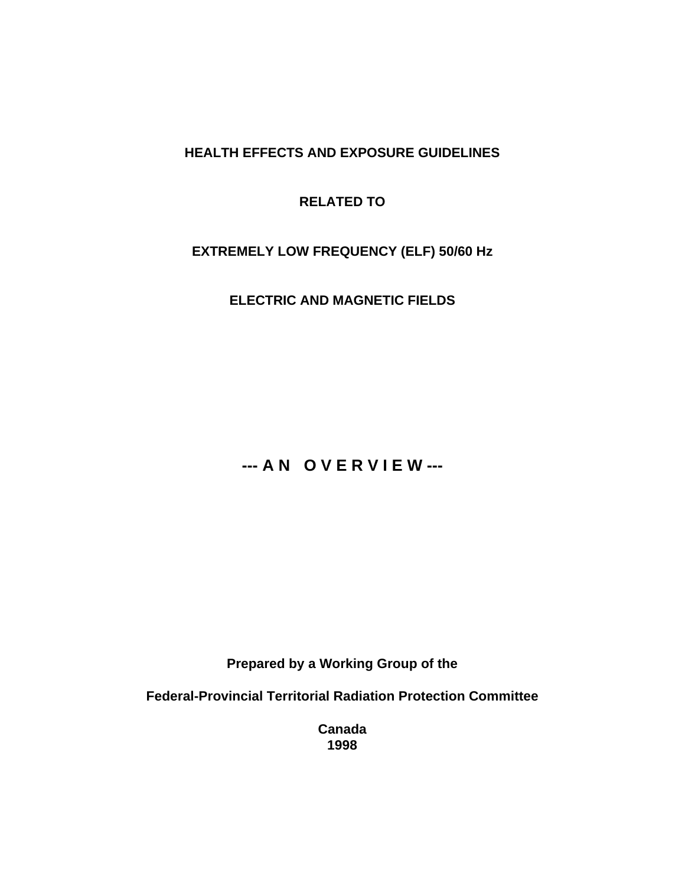# HEALTH EFFECTS AND EXPOSURE GUIDELINES

# RELATED TO

# EXTREMELY LOW FREQUENCY (ELF) 50/60 Hz

# ELECTRIC AND MAGNETIC FIELDS

## --- A N O V E R V I E W ---

**Prepared by a Working Group of the**

**Federal-Provincial Territorial Radiation Protection Committee**

**Canada**
**1998**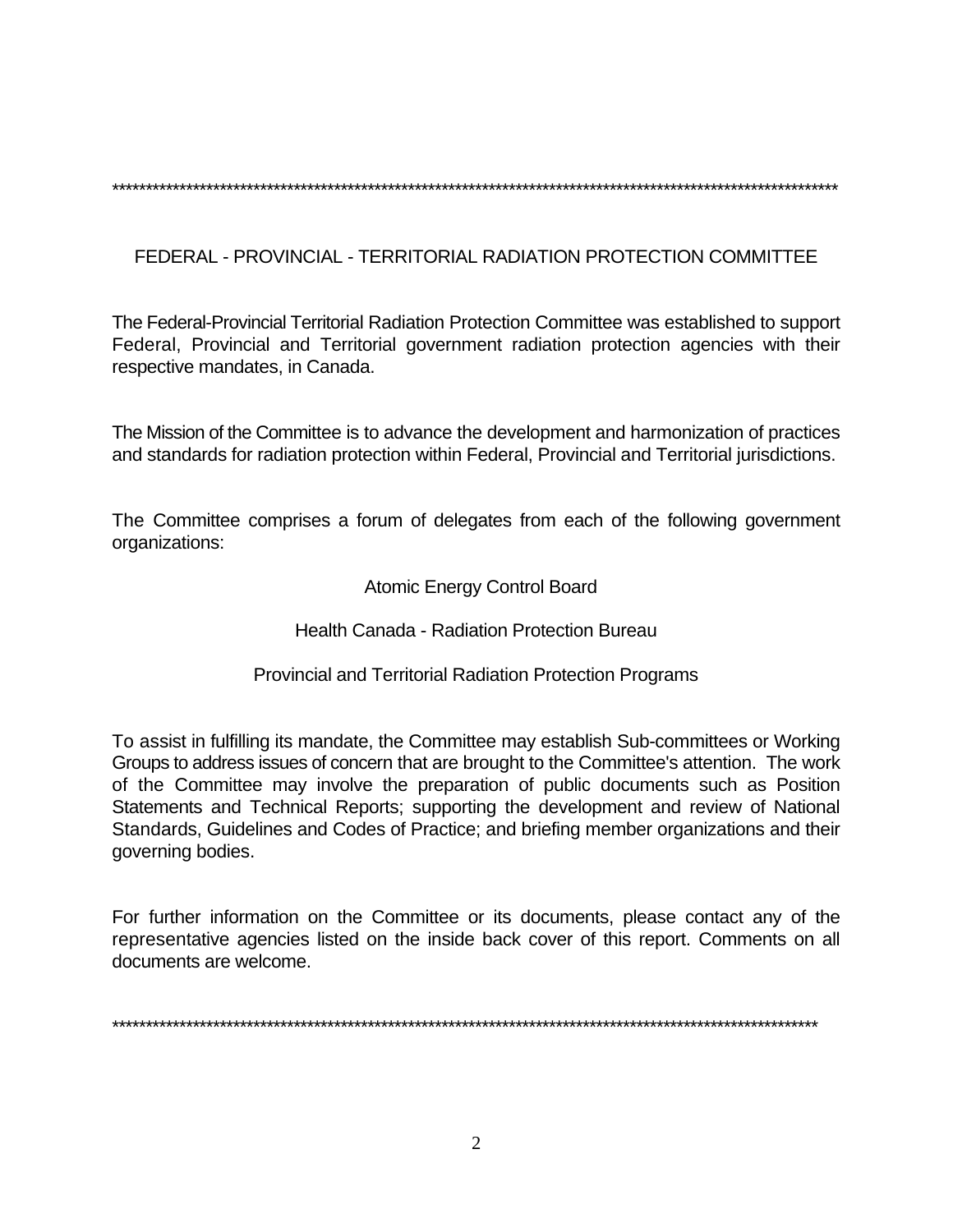*****************************************************************************************************************

## FEDERAL - PROVINCIAL - TERRITORIAL RADIATION PROTECTION COMMITTEE

The Federal-Provincial Territorial Radiation Protection Committee was established to support Federal, Provincial and Territorial government radiation protection agencies with their respective mandates, in Canada.

The Mission of the Committee is to advance the development and harmonization of practices and standards for radiation protection within Federal, Provincial and Territorial jurisdictions.

The Committee comprises a forum of delegates from each of the following government organizations:

Atomic Energy Control Board

Health Canada - Radiation Protection Bureau

Provincial and Territorial Radiation Protection Programs

To assist in fulfilling its mandate, the Committee may establish Sub-committees or Working Groups to address issues of concern that are brought to the Committee's attention. The work of the Committee may involve the preparation of public documents such as Position Statements and Technical Reports; supporting the development and review of National Standards, Guidelines and Codes of Practice; and briefing member organizations and their governing bodies.

For further information on the Committee or its documents, please contact any of the representative agencies listed on the inside back cover of this report. Comments on all documents are welcome.

*****************************************************************************************************************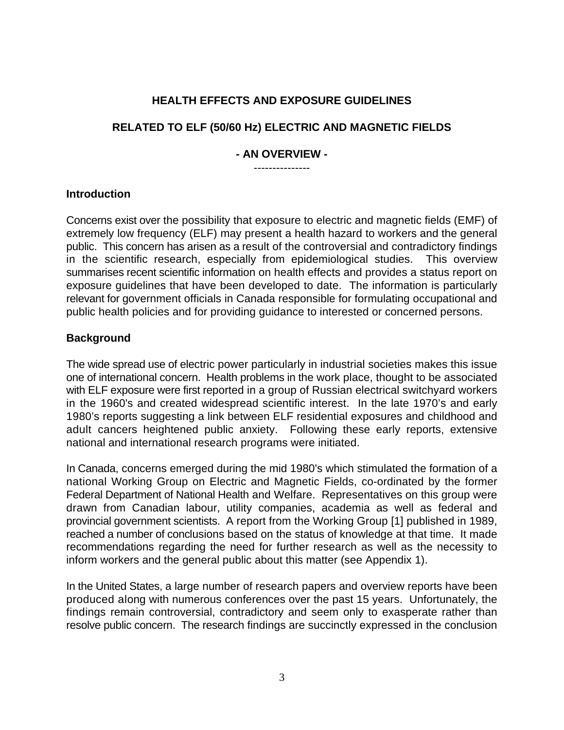# HEALTH EFFECTS AND EXPOSURE GUIDELINES

# RELATED TO ELF (50/60 Hz) ELECTRIC AND MAGNETIC FIELDS

## - AN OVERVIEW -

---------------

### Introduction

Concerns exist over the possibility that exposure to electric and magnetic fields (EMF) of extremely low frequency (ELF) may present a health hazard to workers and the general public. This concern has arisen as a result of the controversial and contradictory findings in the scientific research, especially from epidemiological studies. This overview summarises recent scientific information on health effects and provides a status report on exposure guidelines that have been developed to date. The information is particularly relevant for government officials in Canada responsible for formulating occupational and public health policies and for providing guidance to interested or concerned persons.

### Background

The wide spread use of electric power particularly in industrial societies makes this issue one of international concern. Health problems in the work place, thought to be associated with ELF exposure were first reported in a group of Russian electrical switchyard workers in the 1960's and created widespread scientific interest. In the late 1970's and early 1980's reports suggesting a link between ELF residential exposures and childhood and adult cancers heightened public anxiety. Following these early reports, extensive national and international research programs were initiated.

In Canada, concerns emerged during the mid 1980's which stimulated the formation of a national Working Group on Electric and Magnetic Fields, co-ordinated by the former Federal Department of National Health and Welfare. Representatives on this group were drawn from Canadian labour, utility companies, academia as well as federal and provincial government scientists. A report from the Working Group [1] published in 1989, reached a number of conclusions based on the status of knowledge at that time. It made recommendations regarding the need for further research as well as the necessity to inform workers and the general public about this matter (see Appendix 1).

In the United States, a large number of research papers and overview reports have been produced along with numerous conferences over the past 15 years. Unfortunately, the findings remain controversial, contradictory and seem only to exasperate rather than resolve public concern. The research findings are succinctly expressed in the conclusion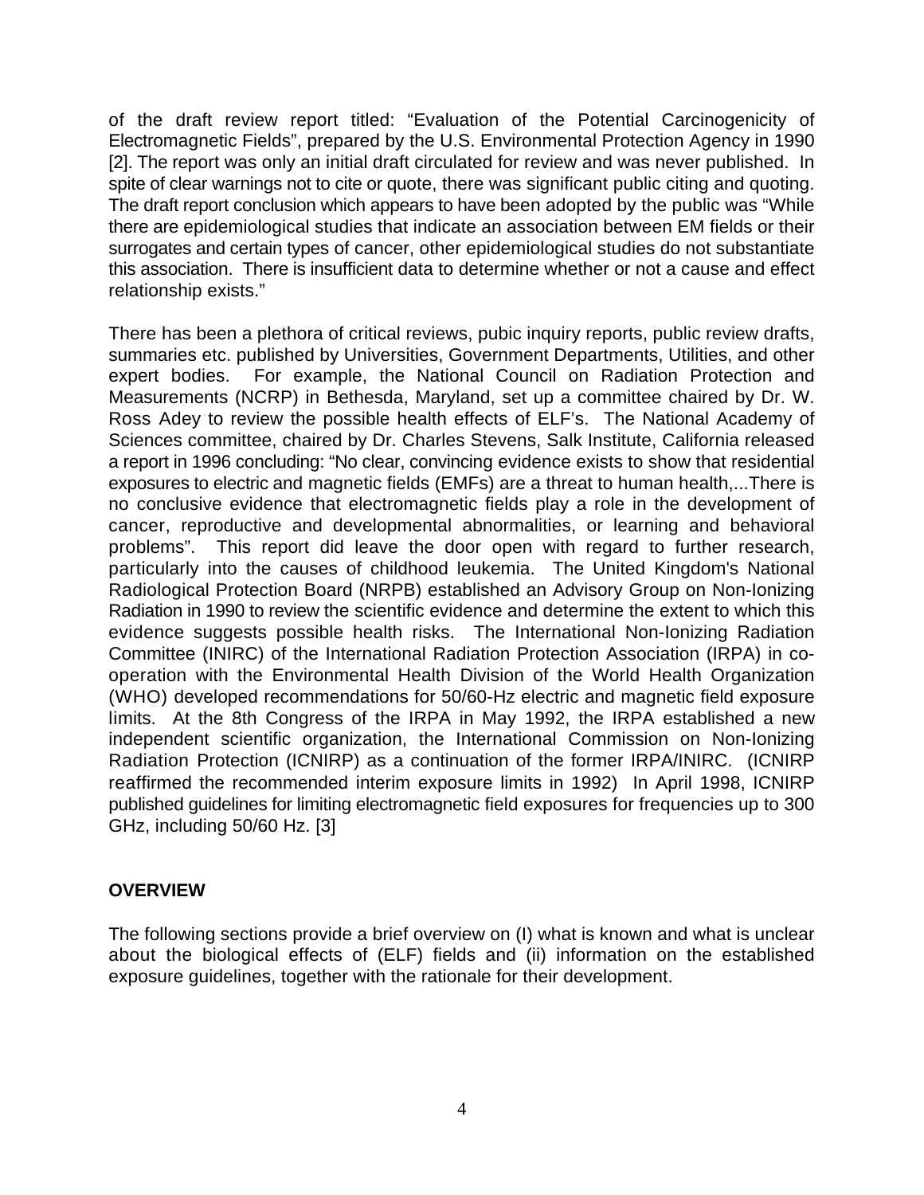of the draft review report titled: "Evaluation of the Potential Carcinogenicity of Electromagnetic Fields", prepared by the U.S. Environmental Protection Agency in 1990 [2]. The report was only an initial draft circulated for review and was never published. In spite of clear warnings not to cite or quote, there was significant public citing and quoting. The draft report conclusion which appears to have been adopted by the public was "While there are epidemiological studies that indicate an association between EM fields or their surrogates and certain types of cancer, other epidemiological studies do not substantiate this association. There is insufficient data to determine whether or not a cause and effect relationship exists."

There has been a plethora of critical reviews, pubic inquiry reports, public review drafts, summaries etc. published by Universities, Government Departments, Utilities, and other expert bodies. For example, the National Council on Radiation Protection and Measurements (NCRP) in Bethesda, Maryland, set up a committee chaired by Dr. W. Ross Adey to review the possible health effects of ELF's. The National Academy of Sciences committee, chaired by Dr. Charles Stevens, Salk Institute, California released a report in 1996 concluding: "No clear, convincing evidence exists to show that residential exposures to electric and magnetic fields (EMFs) are a threat to human health,...There is no conclusive evidence that electromagnetic fields play a role in the development of cancer, reproductive and developmental abnormalities, or learning and behavioral problems". This report did leave the door open with regard to further research, particularly into the causes of childhood leukemia. The United Kingdom's National Radiological Protection Board (NRPB) established an Advisory Group on Non-Ionizing Radiation in 1990 to review the scientific evidence and determine the extent to which this evidence suggests possible health risks. The International Non-Ionizing Radiation Committee (INIRC) of the International Radiation Protection Association (IRPA) in co-operation with the Environmental Health Division of the World Health Organization (WHO) developed recommendations for 50/60-Hz electric and magnetic field exposure limits. At the 8th Congress of the IRPA in May 1992, the IRPA established a new independent scientific organization, the International Commission on Non-Ionizing Radiation Protection (ICNIRP) as a continuation of the former IRPA/INIRC. (ICNIRP reaffirmed the recommended interim exposure limits in 1992) In April 1998, ICNIRP published guidelines for limiting electromagnetic field exposures for frequencies up to 300 GHz, including 50/60 Hz. [3]

## OVERVIEW

The following sections provide a brief overview on (I) what is known and what is unclear about the biological effects of (ELF) fields and (ii) information on the established exposure guidelines, together with the rationale for their development.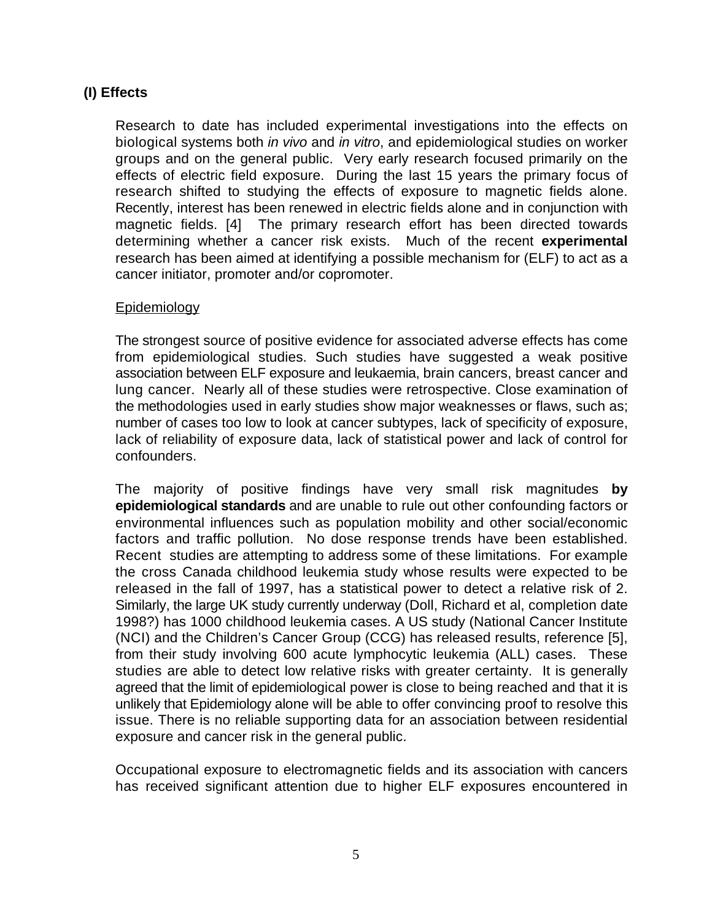## (I) Effects

Research to date has included experimental investigations into the effects on biological systems both *in vivo* and *in vitro*, and epidemiological studies on worker groups and on the general public. Very early research focused primarily on the effects of electric field exposure. During the last 15 years the primary focus of research shifted to studying the effects of exposure to magnetic fields alone. Recently, interest has been renewed in electric fields alone and in conjunction with magnetic fields. [4] The primary research effort has been directed towards determining whether a cancer risk exists. Much of the recent **experimental** research has been aimed at identifying a possible mechanism for (ELF) to act as a cancer initiator, promoter and/or copromoter.

### Epidemiology

The strongest source of positive evidence for associated adverse effects has come from epidemiological studies. Such studies have suggested a weak positive association between ELF exposure and leukaemia, brain cancers, breast cancer and lung cancer. Nearly all of these studies were retrospective. Close examination of the methodologies used in early studies show major weaknesses or flaws, such as; number of cases too low to look at cancer subtypes, lack of specificity of exposure, lack of reliability of exposure data, lack of statistical power and lack of control for confounders.

The majority of positive findings have very small risk magnitudes **by epidemiological standards** and are unable to rule out other confounding factors or environmental influences such as population mobility and other social/economic factors and traffic pollution. No dose response trends have been established. Recent studies are attempting to address some of these limitations. For example the cross Canada childhood leukemia study whose results were expected to be released in the fall of 1997, has a statistical power to detect a relative risk of 2. Similarly, the large UK study currently underway (Doll, Richard et al, completion date 1998?) has 1000 childhood leukemia cases. A US study (National Cancer Institute (NCI) and the Children's Cancer Group (CCG) has released results, reference [5], from their study involving 600 acute lymphocytic leukemia (ALL) cases. These studies are able to detect low relative risks with greater certainty. It is generally agreed that the limit of epidemiological power is close to being reached and that it is unlikely that Epidemiology alone will be able to offer convincing proof to resolve this issue. There is no reliable supporting data for an association between residential exposure and cancer risk in the general public.

Occupational exposure to electromagnetic fields and its association with cancers has received significant attention due to higher ELF exposures encountered in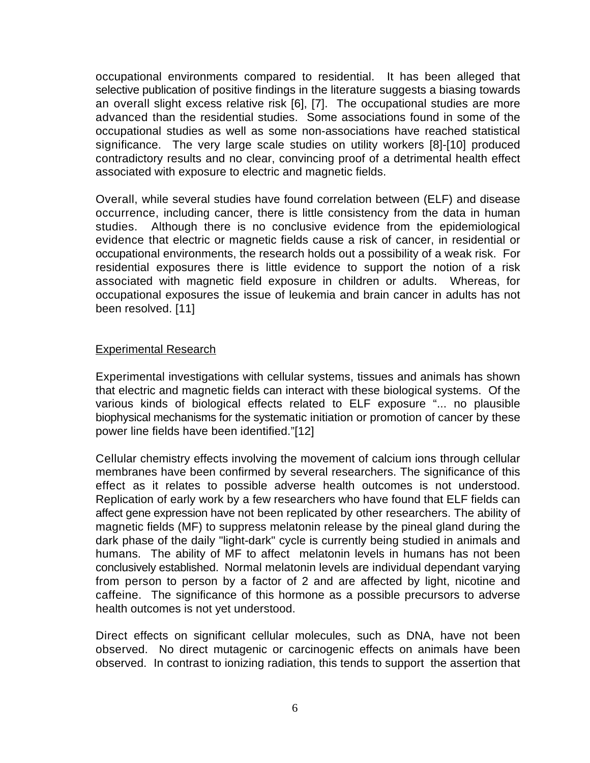occupational environments compared to residential. It has been alleged that selective publication of positive findings in the literature suggests a biasing towards an overall slight excess relative risk [6], [7]. The occupational studies are more advanced than the residential studies. Some associations found in some of the occupational studies as well as some non-associations have reached statistical significance. The very large scale studies on utility workers [8]-[10] produced contradictory results and no clear, convincing proof of a detrimental health effect associated with exposure to electric and magnetic fields.

Overall, while several studies have found correlation between (ELF) and disease occurrence, including cancer, there is little consistency from the data in human studies. Although there is no conclusive evidence from the epidemiological evidence that electric or magnetic fields cause a risk of cancer, in residential or occupational environments, the research holds out a possibility of a weak risk. For residential exposures there is little evidence to support the notion of a risk associated with magnetic field exposure in children or adults. Whereas, for occupational exposures the issue of leukemia and brain cancer in adults has not been resolved. [11]

## Experimental Research

Experimental investigations with cellular systems, tissues and animals has shown that electric and magnetic fields can interact with these biological systems. Of the various kinds of biological effects related to ELF exposure "... no plausible biophysical mechanisms for the systematic initiation or promotion of cancer by these power line fields have been identified."[12]

Cellular chemistry effects involving the movement of calcium ions through cellular membranes have been confirmed by several researchers. The significance of this effect as it relates to possible adverse health outcomes is not understood. Replication of early work by a few researchers who have found that ELF fields can affect gene expression have not been replicated by other researchers. The ability of magnetic fields (MF) to suppress melatonin release by the pineal gland during the dark phase of the daily "light-dark" cycle is currently being studied in animals and humans. The ability of MF to affect melatonin levels in humans has not been conclusively established. Normal melatonin levels are individual dependant varying from person to person by a factor of 2 and are affected by light, nicotine and caffeine. The significance of this hormone as a possible precursors to adverse health outcomes is not yet understood.

Direct effects on significant cellular molecules, such as DNA, have not been observed. No direct mutagenic or carcinogenic effects on animals have been observed. In contrast to ionizing radiation, this tends to support the assertion that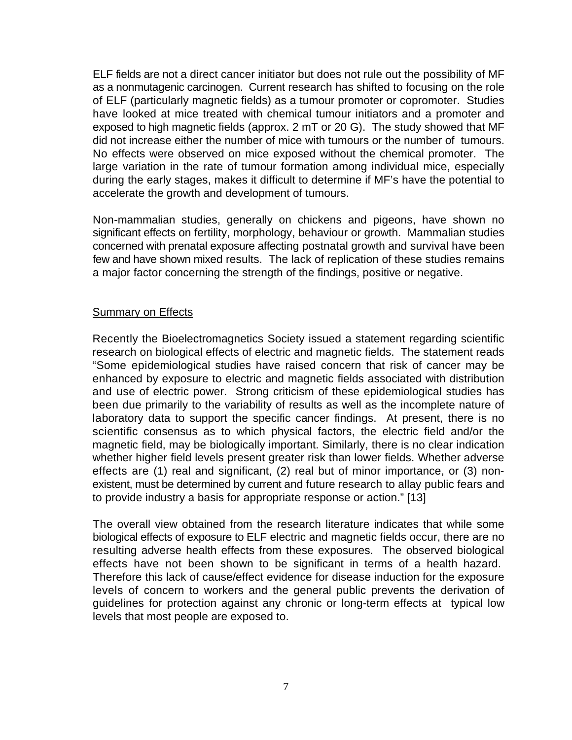ELF fields are not a direct cancer initiator but does not rule out the possibility of MF as a nonmutagenic carcinogen. Current research has shifted to focusing on the role of ELF (particularly magnetic fields) as a tumour promoter or copromoter. Studies have looked at mice treated with chemical tumour initiators and a promoter and exposed to high magnetic fields (approx. 2 mT or 20 G). The study showed that MF did not increase either the number of mice with tumours or the number of tumours. No effects were observed on mice exposed without the chemical promoter. The large variation in the rate of tumour formation among individual mice, especially during the early stages, makes it difficult to determine if MF's have the potential to accelerate the growth and development of tumours.

Non-mammalian studies, generally on chickens and pigeons, have shown no significant effects on fertility, morphology, behaviour or growth. Mammalian studies concerned with prenatal exposure affecting postnatal growth and survival have been few and have shown mixed results. The lack of replication of these studies remains a major factor concerning the strength of the findings, positive or negative.

<u>Summary on Effects</u>

Recently the Bioelectromagnetics Society issued a statement regarding scientific research on biological effects of electric and magnetic fields. The statement reads "Some epidemiological studies have raised concern that risk of cancer may be enhanced by exposure to electric and magnetic fields associated with distribution and use of electric power. Strong criticism of these epidemiological studies has been due primarily to the variability of results as well as the incomplete nature of laboratory data to support the specific cancer findings. At present, there is no scientific consensus as to which physical factors, the electric field and/or the magnetic field, may be biologically important. Similarly, there is no clear indication whether higher field levels present greater risk than lower fields. Whether adverse effects are (1) real and significant, (2) real but of minor importance, or (3) non-existent, must be determined by current and future research to allay public fears and to provide industry a basis for appropriate response or action." [13]

The overall view obtained from the research literature indicates that while some biological effects of exposure to ELF electric and magnetic fields occur, there are no resulting adverse health effects from these exposures. The observed biological effects have not been shown to be significant in terms of a health hazard. Therefore this lack of cause/effect evidence for disease induction for the exposure levels of concern to workers and the general public prevents the derivation of guidelines for protection against any chronic or long-term effects at typical low levels that most people are exposed to.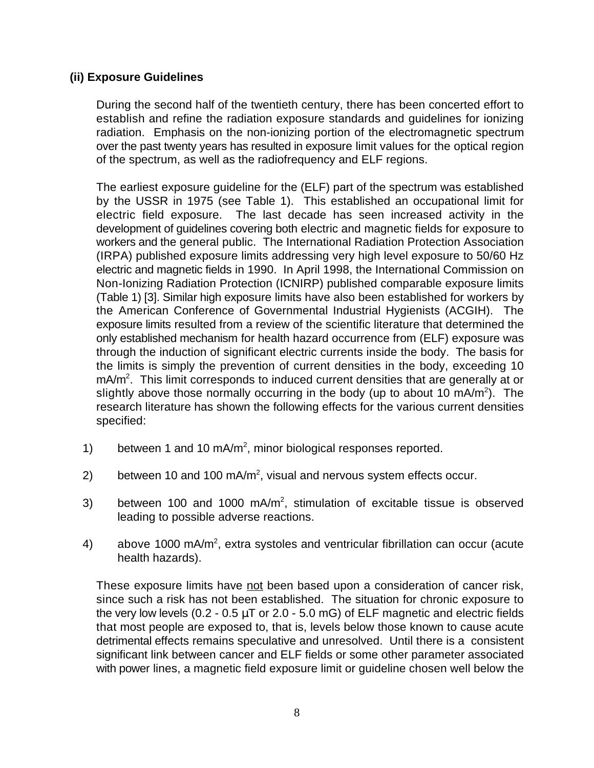### (ii) Exposure Guidelines

During the second half of the twentieth century, there has been concerted effort to establish and refine the radiation exposure standards and guidelines for ionizing radiation. Emphasis on the non-ionizing portion of the electromagnetic spectrum over the past twenty years has resulted in exposure limit values for the optical region of the spectrum, as well as the radiofrequency and ELF regions.

The earliest exposure guideline for the (ELF) part of the spectrum was established by the USSR in 1975 (see Table 1). This established an occupational limit for electric field exposure. The last decade has seen increased activity in the development of guidelines covering both electric and magnetic fields for exposure to workers and the general public. The International Radiation Protection Association (IRPA) published exposure limits addressing very high level exposure to 50/60 Hz electric and magnetic fields in 1990. In April 1998, the International Commission on Non-Ionizing Radiation Protection (ICNIRP) published comparable exposure limits (Table 1) [3]. Similar high exposure limits have also been established for workers by the American Conference of Governmental Industrial Hygienists (ACGIH). The exposure limits resulted from a review of the scientific literature that determined the only established mechanism for health hazard occurrence from (ELF) exposure was through the induction of significant electric currents inside the body. The basis for the limits is simply the prevention of current densities in the body, exceeding 10 $mA/m^2$. This limit corresponds to induced current densities that are generally at or slightly above those normally occurring in the body (up to about 10 $mA/m^2$). The research literature has shown the following effects for the various current densities specified:

1) between 1 and 10 $mA/m^2$, minor biological responses reported.

2) between 10 and 100 $mA/m^2$, visual and nervous system effects occur.

3) between 100 and 1000 $mA/m^2$, stimulation of excitable tissue is observed leading to possible adverse reactions.

4) above 1000 $mA/m^2$, extra systoles and ventricular fibrillation can occur (acute health hazards).

These exposure limits have not been based upon a consideration of cancer risk, since such a risk has not been established. The situation for chronic exposure to the very low levels (0.2 - 0.5 μT or 2.0 - 5.0 mG) of ELF magnetic and electric fields that most people are exposed to, that is, levels below those known to cause acute detrimental effects remains speculative and unresolved. Until there is a consistent significant link between cancer and ELF fields or some other parameter associated with power lines, a magnetic field exposure limit or guideline chosen well below the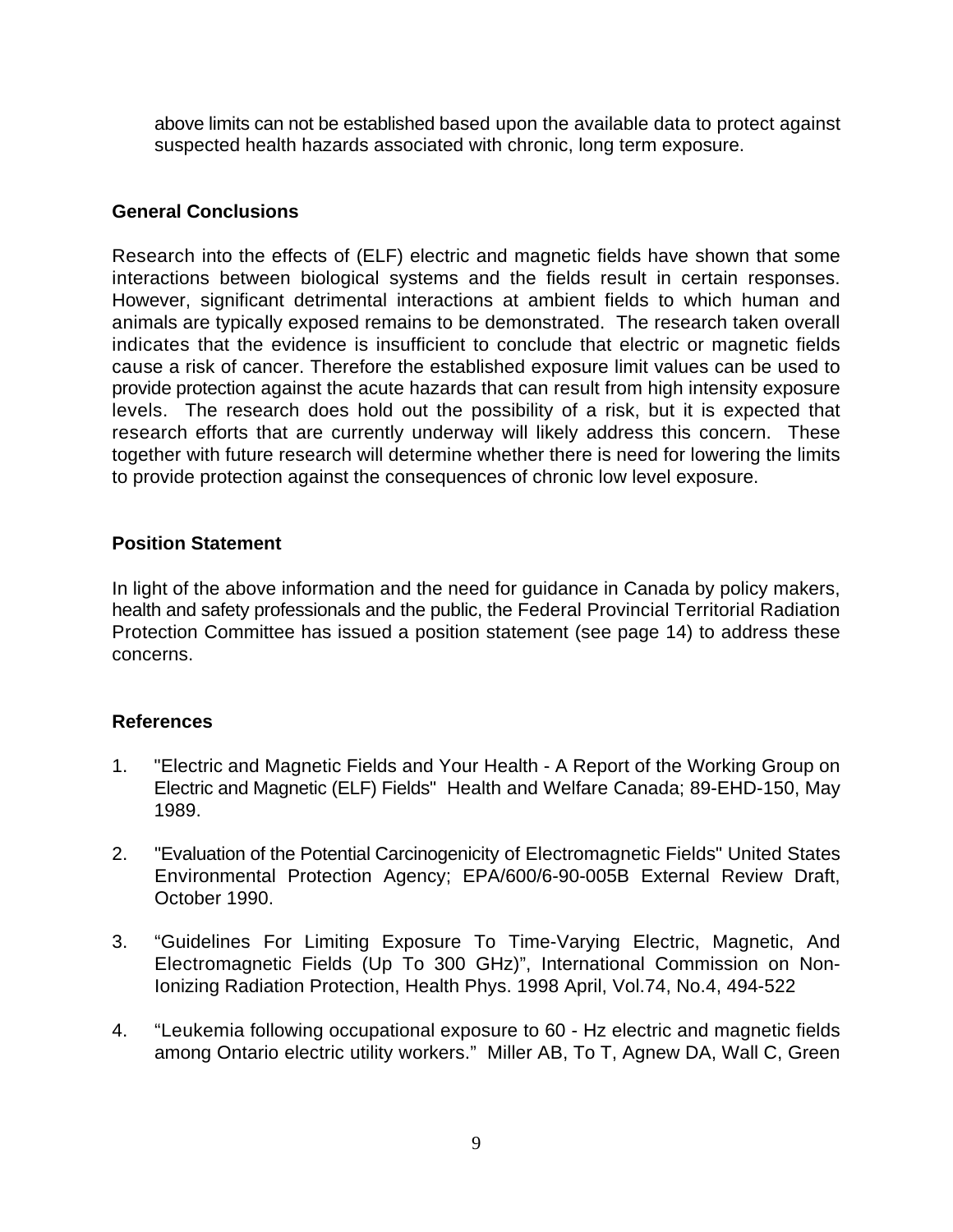above limits can not be established based upon the available data to protect against suspected health hazards associated with chronic, long term exposure.

## General Conclusions

Research into the effects of (ELF) electric and magnetic fields have shown that some interactions between biological systems and the fields result in certain responses. However, significant detrimental interactions at ambient fields to which human and animals are typically exposed remains to be demonstrated. The research taken overall indicates that the evidence is insufficient to conclude that electric or magnetic fields cause a risk of cancer. Therefore the established exposure limit values can be used to provide protection against the acute hazards that can result from high intensity exposure levels. The research does hold out the possibility of a risk, but it is expected that research efforts that are currently underway will likely address this concern. These together with future research will determine whether there is need for lowering the limits to provide protection against the consequences of chronic low level exposure.

## Position Statement

In light of the above information and the need for guidance in Canada by policy makers, health and safety professionals and the public, the Federal Provincial Territorial Radiation Protection Committee has issued a position statement (see page 14) to address these concerns.

## References

1. "Electric and Magnetic Fields and Your Health - A Report of the Working Group on Electric and Magnetic (ELF) Fields" Health and Welfare Canada; 89-EHD-150, May 1989.

2. "Evaluation of the Potential Carcinogenicity of Electromagnetic Fields" United States Environmental Protection Agency; EPA/600/6-90-005B External Review Draft, October 1990.

3. "Guidelines For Limiting Exposure To Time-Varying Electric, Magnetic, And Electromagnetic Fields (Up To 300 GHz)", International Commission on Non-Ionizing Radiation Protection, Health Phys. 1998 April, Vol.74, No.4, 494-522

4. "Leukemia following occupational exposure to 60 - Hz electric and magnetic fields among Ontario electric utility workers." Miller AB, To T, Agnew DA, Wall C, Green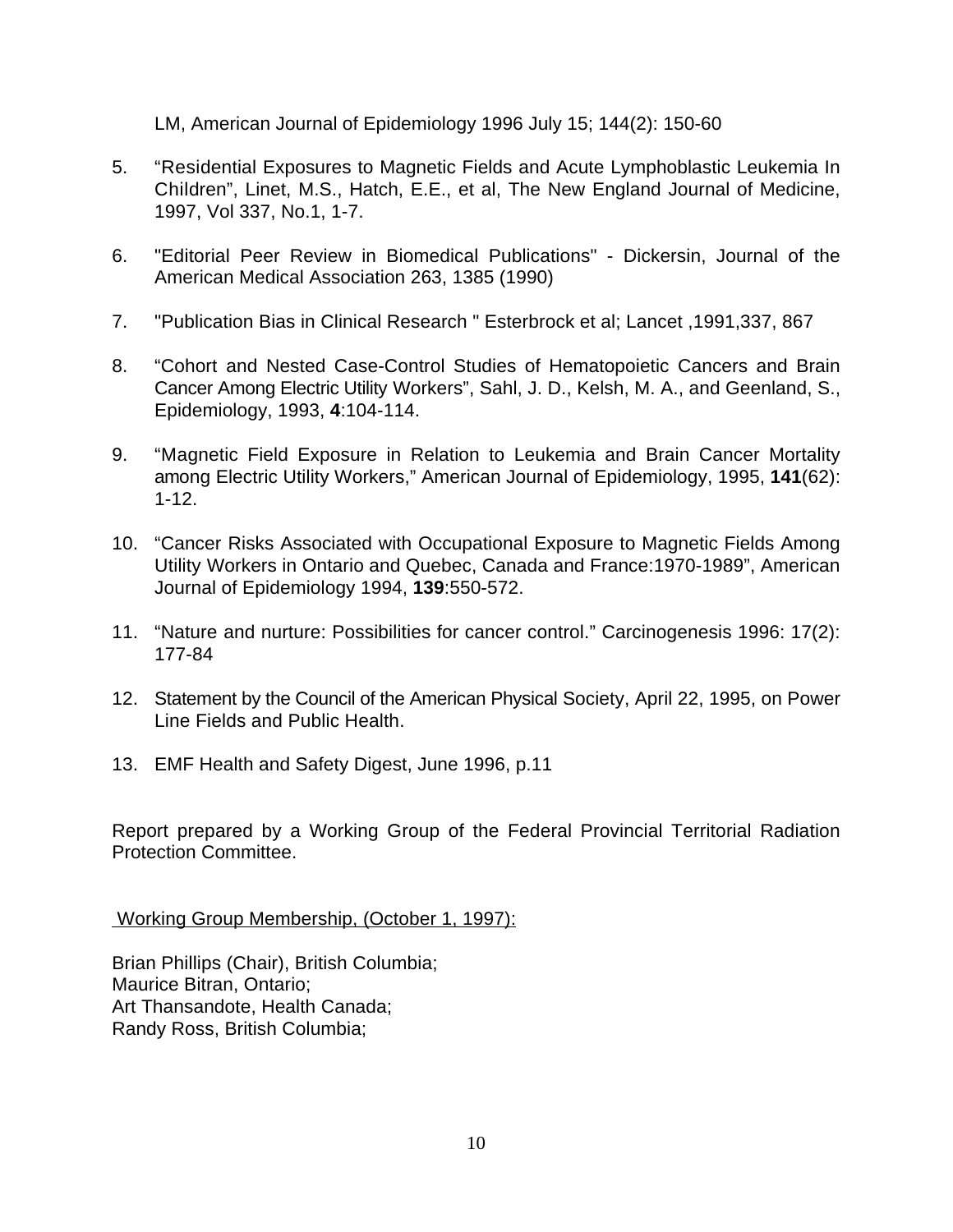LM, American Journal of Epidemiology 1996 July 15; 144(2): 150-60

5. “Residential Exposures to Magnetic Fields and Acute Lymphoblastic Leukemia In Children”, Linet, M.S., Hatch, E.E., et al, The New England Journal of Medicine, 1997, Vol 337, No.1, 1-7.

6. "Editorial Peer Review in Biomedical Publications" - Dickersin, Journal of the American Medical Association 263, 1385 (1990)

7. "Publication Bias in Clinical Research " Esterbrock et al; Lancet ,1991,337, 867

8. “Cohort and Nested Case-Control Studies of Hematopoietic Cancers and Brain Cancer Among Electric Utility Workers”, Sahl, J. D., Kelsh, M. A., and Geenland, S., Epidemiology, 1993, **4**:104-114.

9. “Magnetic Field Exposure in Relation to Leukemia and Brain Cancer Mortality among Electric Utility Workers,” American Journal of Epidemiology, 1995, **141**(62): 1-12.

10. “Cancer Risks Associated with Occupational Exposure to Magnetic Fields Among Utility Workers in Ontario and Quebec, Canada and France:1970-1989”, American Journal of Epidemiology 1994, **139**:550-572.

11. “Nature and nurture: Possibilities for cancer control.” Carcinogenesis 1996: 17(2): 177-84

12. Statement by the Council of the American Physical Society, April 22, 1995, on Power Line Fields and Public Health.

13. EMF Health and Safety Digest, June 1996, p.11

Report prepared by a Working Group of the Federal Provincial Territorial Radiation Protection Committee.

<u>Working Group Membership, (October 1, 1997):</u>

Brian Phillips (Chair), British Columbia;
Maurice Bitran, Ontario;
Art Thansandote, Health Canada;
Randy Ross, British Columbia;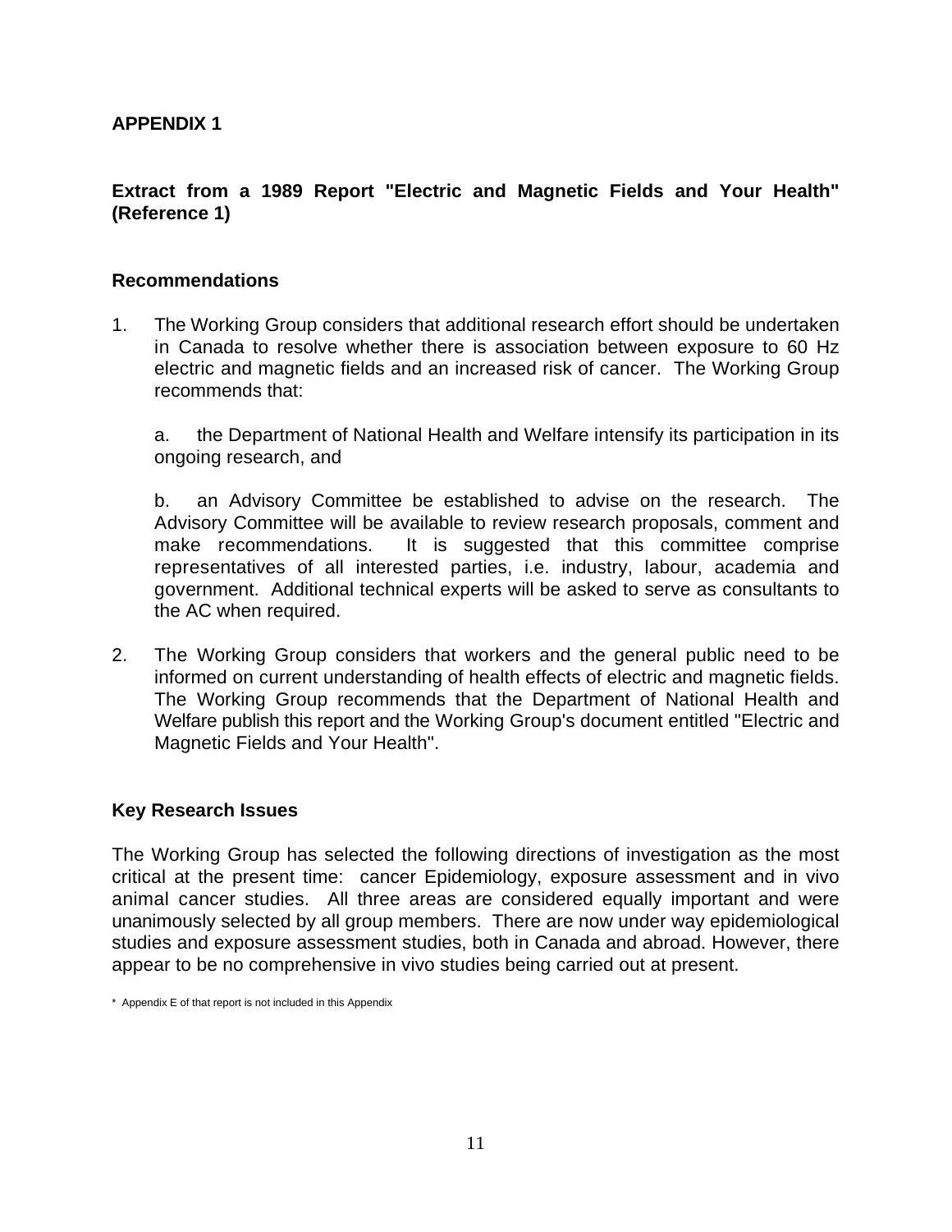**APPENDIX 1**

**Extract from a 1989 Report "Electric and Magnetic Fields and Your Health" (Reference 1)**

**Recommendations**

1. The Working Group considers that additional research effort should be undertaken in Canada to resolve whether there is association between exposure to 60 Hz electric and magnetic fields and an increased risk of cancer. The Working Group recommends that:

   a. the Department of National Health and Welfare intensify its participation in its ongoing research, and

   b. an Advisory Committee be established to advise on the research. The Advisory Committee will be available to review research proposals, comment and make recommendations. It is suggested that this committee comprise representatives of all interested parties, i.e. industry, labour, academia and government. Additional technical experts will be asked to serve as consultants to the AC when required.

2. The Working Group considers that workers and the general public need to be informed on current understanding of health effects of electric and magnetic fields. The Working Group recommends that the Department of National Health and Welfare publish this report and the Working Group's document entitled "Electric and Magnetic Fields and Your Health".

**Key Research Issues**

The Working Group has selected the following directions of investigation as the most critical at the present time: cancer Epidemiology, exposure assessment and in vivo animal cancer studies. All three areas are considered equally important and were unanimously selected by all group members. There are now under way epidemiological studies and exposure assessment studies, both in Canada and abroad. However, there appear to be no comprehensive in vivo studies being carried out at present.

\* Appendix E of that report is not included in this Appendix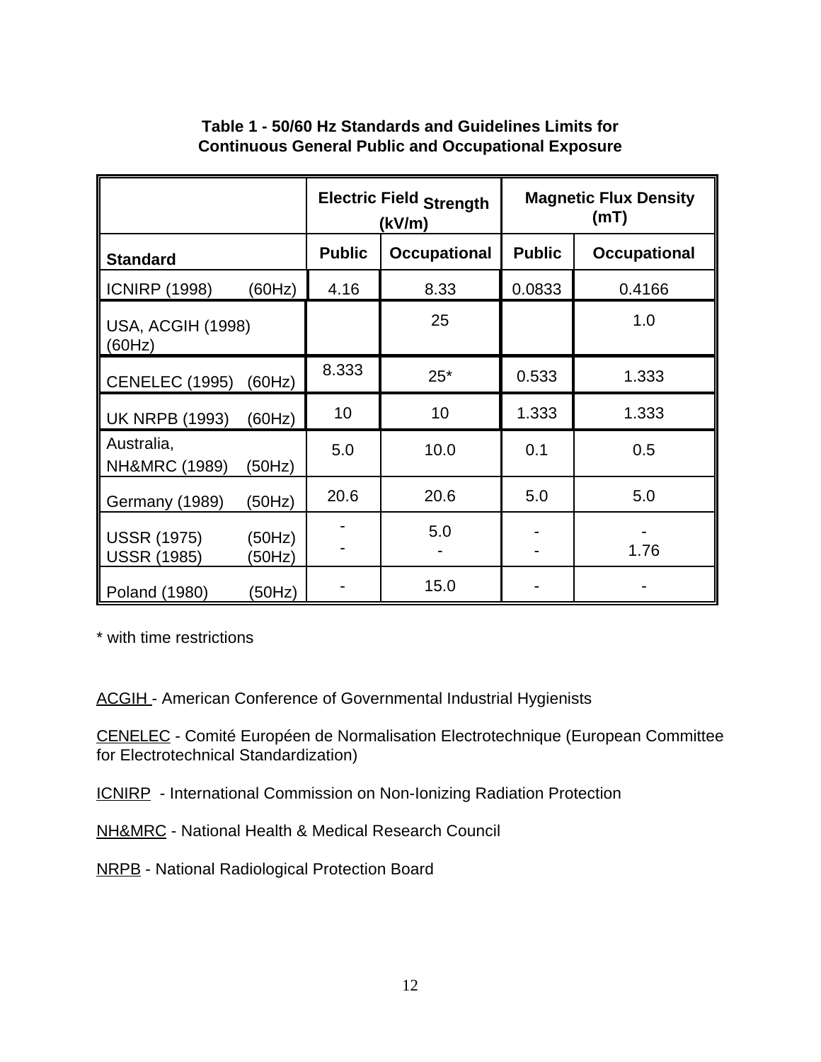**Table 1 - 50/60 Hz Standards and Guidelines Limits for Continuous General Public and Occupational Exposure**

| | Electric Field Strength (kV/m) | | Magnetic Flux Density (mT) | |
|---|---|---|---|---|
| **Standard** | **Public** | **Occupational** | **Public** | **Occupational** |
| ICNIRP (1998) (60Hz) | 4.16 | 8.33 | 0.0833 | 0.4166 |
| USA, ACGIH (1998) (60Hz) | | 25 | | 1.0 |
| CENELEC (1995) (60Hz) | 8.333 | 25* | 0.533 | 1.333 |
| UK NRPB (1993) (60Hz) | 10 | 10 | 1.333 | 1.333 |
| Australia, NH&MRC (1989) (50Hz) | 5.0 | 10.0 | 0.1 | 0.5 |
| Germany (1989) (50Hz) | 20.6 | 20.6 | 5.0 | 5.0 |
| USSR (1975) (50Hz) | - | 5.0 | - | - |
| USSR (1985) (50Hz) | - | - | - | 1.76 |
| Poland (1980) (50Hz) | - | 15.0 | - | - |

\* with time restrictions

ACGIH - American Conference of Governmental Industrial Hygienists

CENELEC - Comité Européen de Normalisation Electrotechnique (European Committee for Electrotechnical Standardization)

ICNIRP - International Commission on Non-Ionizing Radiation Protection

NH&MRC - National Health & Medical Research Council

NRPB - National Radiological Protection Board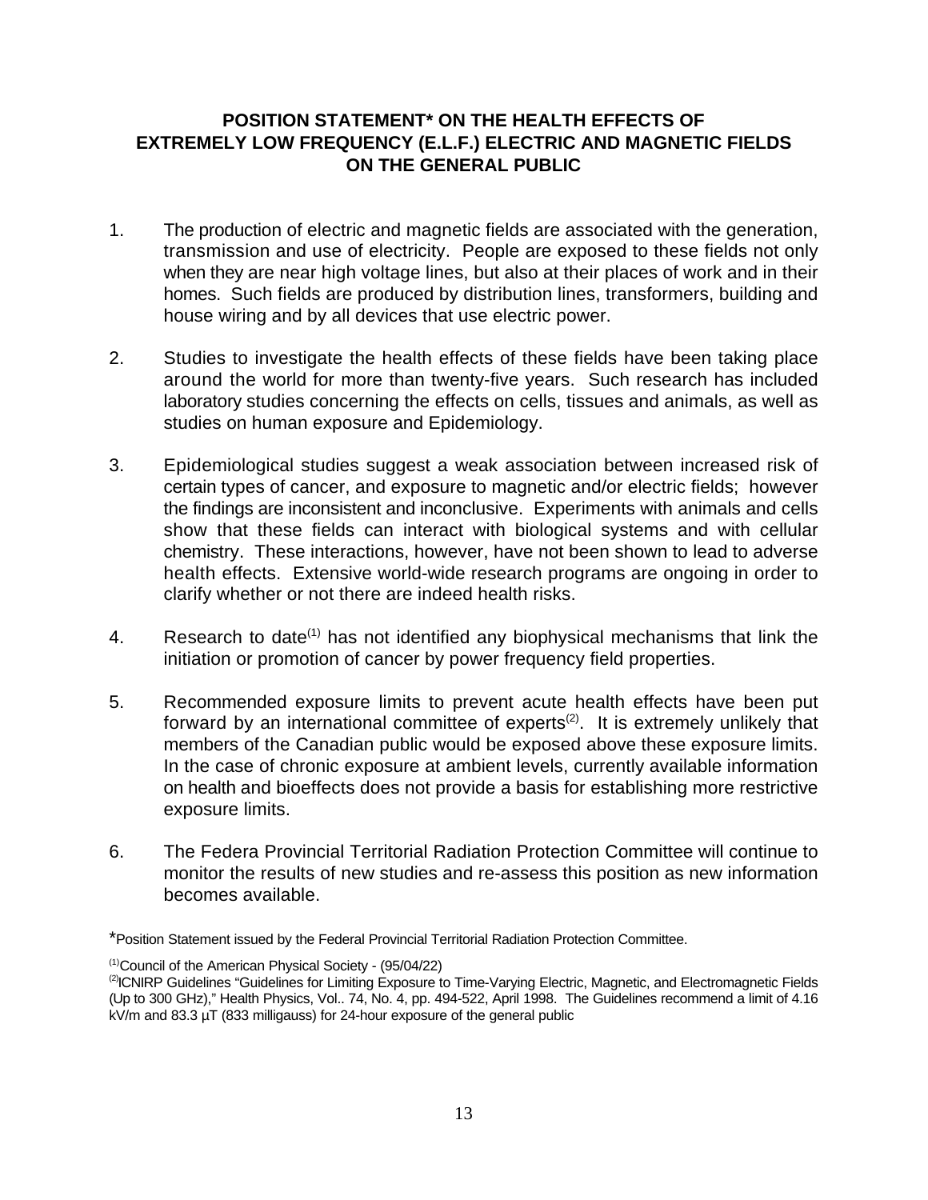## POSITION STATEMENT* ON THE HEALTH EFFECTS OF EXTREMELY LOW FREQUENCY (E.L.F.) ELECTRIC AND MAGNETIC FIELDS ON THE GENERAL PUBLIC

1. The production of electric and magnetic fields are associated with the generation, transmission and use of electricity. People are exposed to these fields not only when they are near high voltage lines, but also at their places of work and in their homes. Such fields are produced by distribution lines, transformers, building and house wiring and by all devices that use electric power.

2. Studies to investigate the health effects of these fields have been taking place around the world for more than twenty-five years. Such research has included laboratory studies concerning the effects on cells, tissues and animals, as well as studies on human exposure and Epidemiology.

3. Epidemiological studies suggest a weak association between increased risk of certain types of cancer, and exposure to magnetic and/or electric fields; however the findings are inconsistent and inconclusive. Experiments with animals and cells show that these fields can interact with biological systems and with cellular chemistry. These interactions, however, have not been shown to lead to adverse health effects. Extensive world-wide research programs are ongoing in order to clarify whether or not there are indeed health risks.

4. Research to date[(1)] has not identified any biophysical mechanisms that link the initiation or promotion of cancer by power frequency field properties.

5. Recommended exposure limits to prevent acute health effects have been put forward by an international committee of experts[(2)]. It is extremely unlikely that members of the Canadian public would be exposed above these exposure limits. In the case of chronic exposure at ambient levels, currently available information on health and bioeffects does not provide a basis for establishing more restrictive exposure limits.

6. The Federa Provincial Territorial Radiation Protection Committee will continue to monitor the results of new studies and re-assess this position as new information becomes available.

*Position Statement issued by the Federal Provincial Territorial Radiation Protection Committee.

[(1)]Council of the American Physical Society - (95/04/22)

[(2)]ICNIRP Guidelines "Guidelines for Limiting Exposure to Time-Varying Electric, Magnetic, and Electromagnetic Fields (Up to 300 GHz)," Health Physics, Vol.. 74, No. 4, pp. 494-522, April 1998. The Guidelines recommend a limit of 4.16 kV/m and 83.3 µT (833 milligauss) for 24-hour exposure of the general public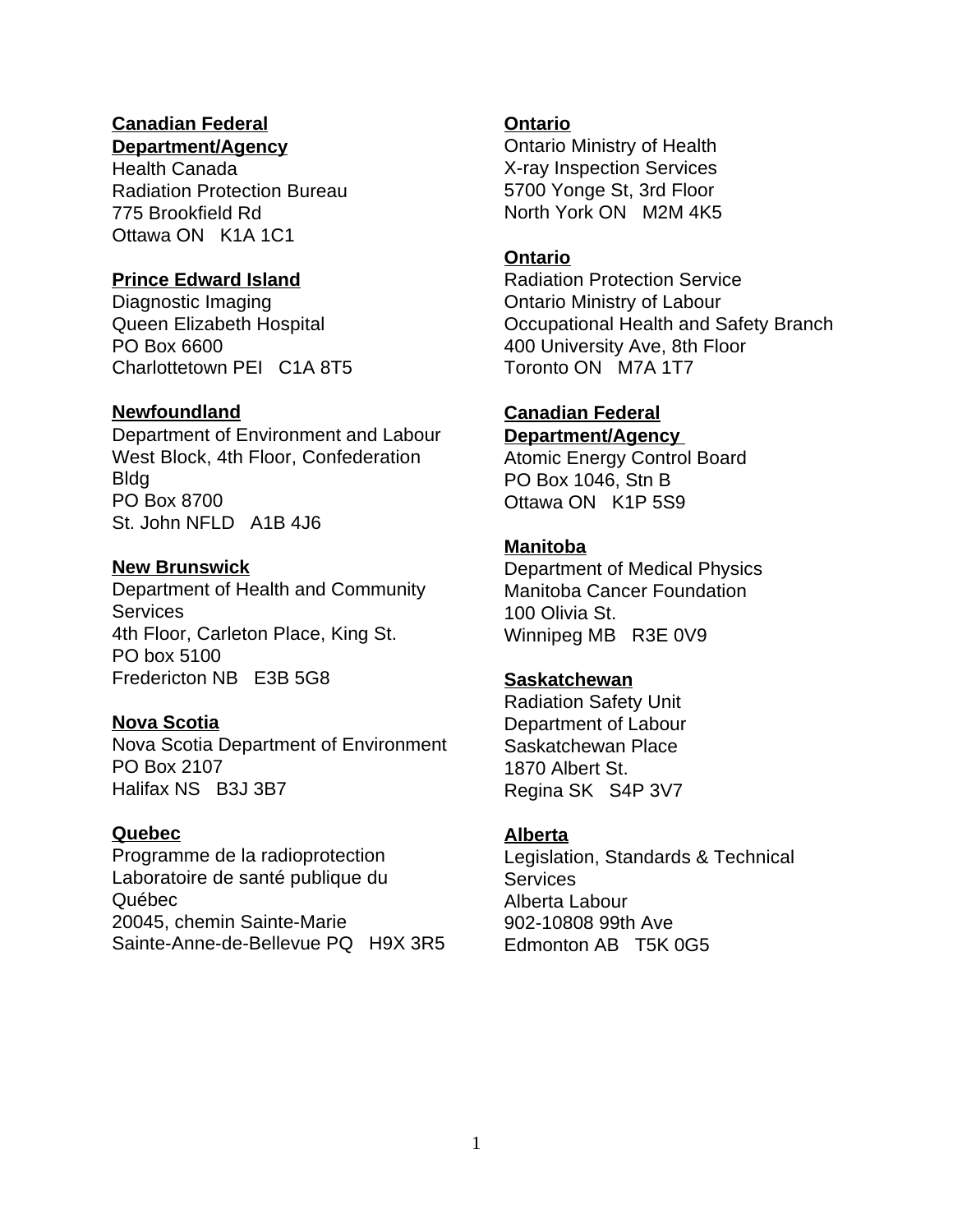**Canadian Federal Department/Agency**
Health Canada
Radiation Protection Bureau
775 Brookfield Rd
Ottawa ON K1A 1C1

**Prince Edward Island**
Diagnostic Imaging
Queen Elizabeth Hospital
PO Box 6600
Charlottetown PEI C1A 8T5

**Newfoundland**
Department of Environment and Labour
West Block, 4th Floor, Confederation Bldg
PO Box 8700
St. John NFLD A1B 4J6

**New Brunswick**
Department of Health and Community Services
4th Floor, Carleton Place, King St.
PO box 5100
Fredericton NB E3B 5G8

**Nova Scotia**
Nova Scotia Department of Environment
PO Box 2107
Halifax NS B3J 3B7

**Quebec**
Programme de la radioprotection
Laboratoire de santé publique du Québec
20045, chemin Sainte-Marie
Sainte-Anne-de-Bellevue PQ H9X 3R5

**Ontario**
Ontario Ministry of Health
X-ray Inspection Services
5700 Yonge St, 3rd Floor
North York ON M2M 4K5

**Ontario**
Radiation Protection Service
Ontario Ministry of Labour
Occupational Health and Safety Branch
400 University Ave, 8th Floor
Toronto ON M7A 1T7

**Canadian Federal Department/Agency**
Atomic Energy Control Board
PO Box 1046, Stn B
Ottawa ON K1P 5S9

**Manitoba**
Department of Medical Physics
Manitoba Cancer Foundation
100 Olivia St.
Winnipeg MB R3E 0V9

**Saskatchewan**
Radiation Safety Unit
Department of Labour
Saskatchewan Place
1870 Albert St.
Regina SK S4P 3V7

**Alberta**
Legislation, Standards & Technical Services
Alberta Labour
902-10808 99th Ave
Edmonton AB T5K 0G5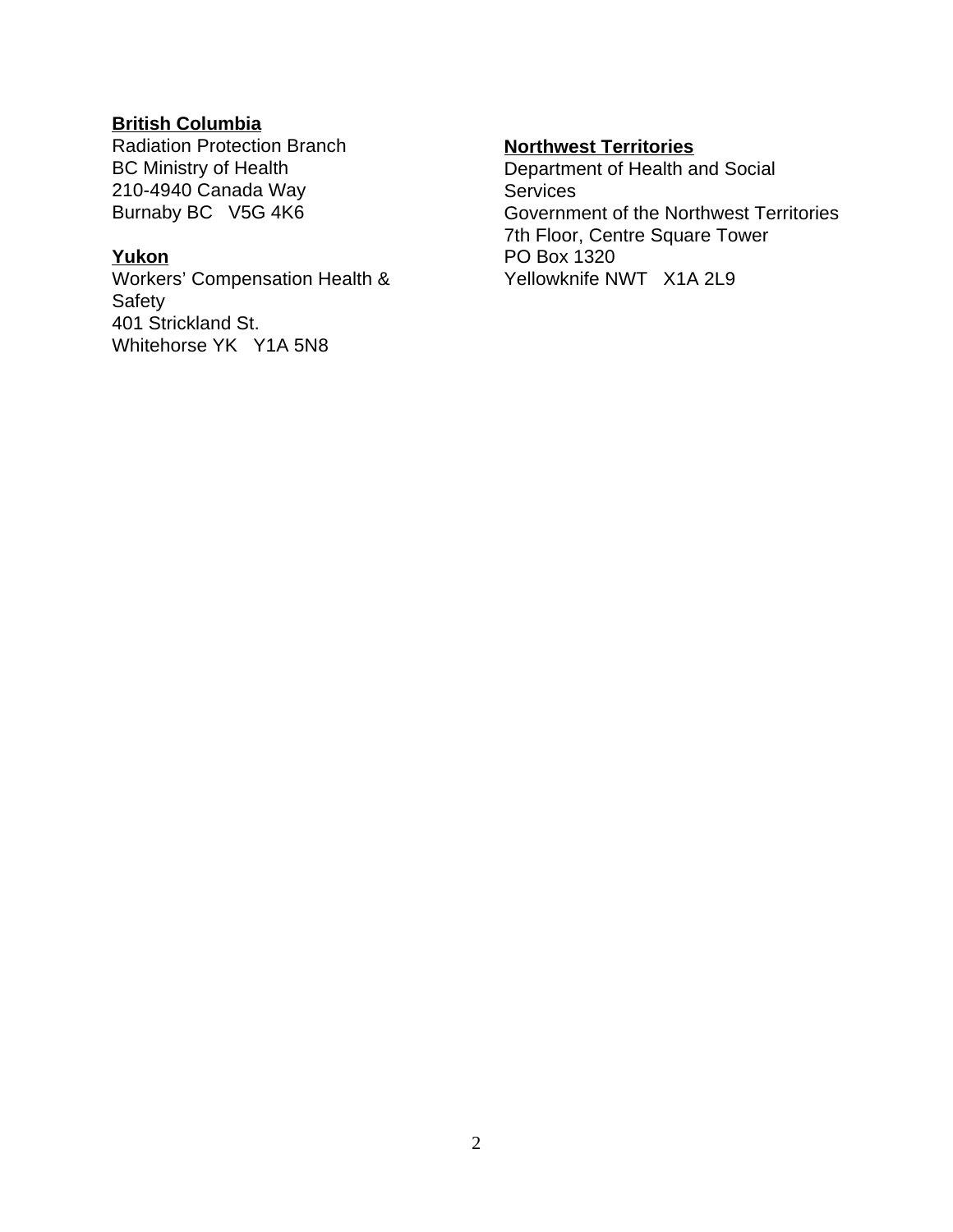**British Columbia**
Radiation Protection Branch
BC Ministry of Health
210-4940 Canada Way
Burnaby BC   V5G 4K6

**Yukon**
Workers' Compensation Health & Safety
401 Strickland St.
Whitehorse YK   Y1A 5N8

**Northwest Territories**
Department of Health and Social Services
Government of the Northwest Territories
7th Floor, Centre Square Tower
PO Box 1320
Yellowknife NWT   X1A 2L9